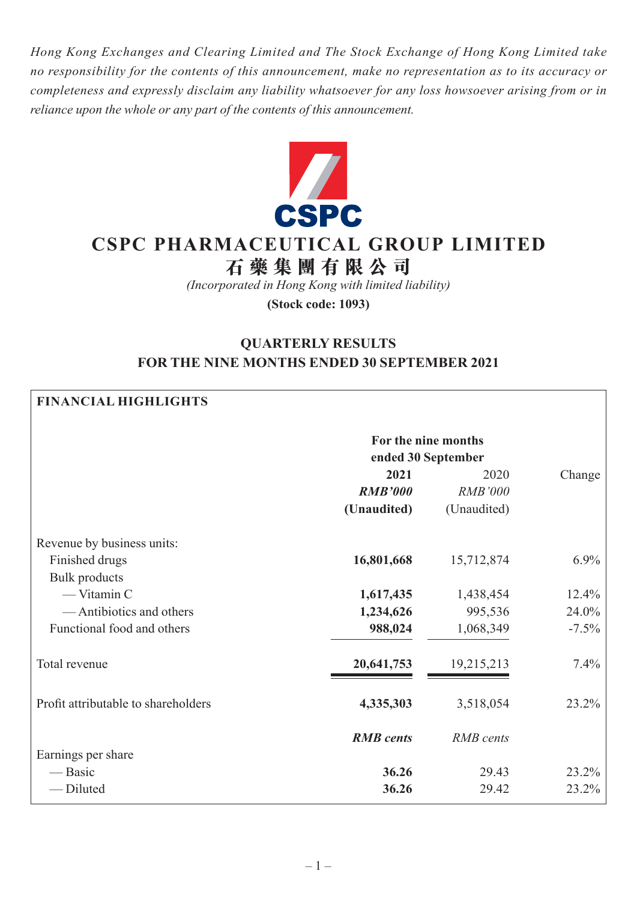*Hong Kong Exchanges and Clearing Limited and The Stock Exchange of Hong Kong Limited take no responsibility for the contents of this announcement, make no representation as to its accuracy or completeness and expressly disclaim any liability whatsoever for any loss howsoever arising from or in reliance upon the whole or any part of the contents of this announcement.*

# CSPC PHARMACEUTICAL GROUP LIMITED

# 石藥集團有限公司

*(Incorporated in Hong Kong with limited liability)*

**(Stock code: 1093)**

## QUARTERLY RESULTS
## FOR THE NINE MONTHS ENDED 30 SEPTEMBER 2021

**FINANCIAL HIGHLIGHTS**

| | For the nine months ended 30 September | | |
|---|---|---|---|
| | **2021** | 2020 | Change |
| | ***RMB'000*** | *RMB'000* | |
| | **(Unaudited)** | (Unaudited) | |
| Revenue by business units: | | | |
| Finished drugs | **16,801,668** | 15,712,874 | 6.9% |
| Bulk products | | | |
| — Vitamin C | **1,617,435** | 1,438,454 | 12.4% |
| — Antibiotics and others | **1,234,626** | 995,536 | 24.0% |
| Functional food and others | **988,024** | 1,068,349 | -7.5% |
| Total revenue | **20,641,753** | 19,215,213 | 7.4% |
| Profit attributable to shareholders | **4,335,303** | 3,518,054 | 23.2% |
| | ***RMB cents*** | *RMB cents* | |
| Earnings per share | | | |
| — Basic | **36.26** | 29.43 | 23.2% |
| — Diluted | **36.26** | 29.42 | 23.2% |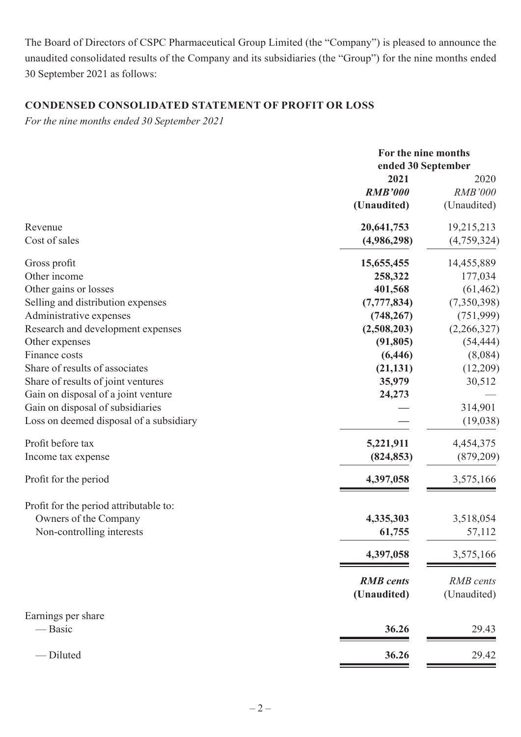The Board of Directors of CSPC Pharmaceutical Group Limited (the "Company") is pleased to announce the unaudited consolidated results of the Company and its subsidiaries (the "Group") for the nine months ended 30 September 2021 as follows:

## CONDENSED CONSOLIDATED STATEMENT OF PROFIT OR LOSS

*For the nine months ended 30 September 2021*

| | For the nine months ended 30 September | |
|---|---|---|
| | **2021** | 2020 |
| | ***RMB'000*** | *RMB'000* |
| | **(Unaudited)** | (Unaudited) |
| Revenue | **20,641,753** | 19,215,213 |
| Cost of sales | **(4,986,298)** | (4,759,324) |
| Gross profit | **15,655,455** | 14,455,889 |
| Other income | **258,322** | 177,034 |
| Other gains or losses | **401,568** | (61,462) |
| Selling and distribution expenses | **(7,777,834)** | (7,350,398) |
| Administrative expenses | **(748,267)** | (751,999) |
| Research and development expenses | **(2,508,203)** | (2,266,327) |
| Other expenses | **(91,805)** | (54,444) |
| Finance costs | **(6,446)** | (8,084) |
| Share of results of associates | **(21,131)** | (12,209) |
| Share of results of joint ventures | **35,979** | 30,512 |
| Gain on disposal of a joint venture | **24,273** | — |
| Gain on disposal of subsidiaries | **—** | 314,901 |
| Loss on deemed disposal of a subsidiary | **—** | (19,038) |
| Profit before tax | **5,221,911** | 4,454,375 |
| Income tax expense | **(824,853)** | (879,209) |
| Profit for the period | **4,397,058** | 3,575,166 |
| Profit for the period attributable to: | | |
| Owners of the Company | **4,335,303** | 3,518,054 |
| Non-controlling interests | **61,755** | 57,112 |
| | **4,397,058** | 3,575,166 |
| | ***RMB cents*** | *RMB cents* |
| | **(Unaudited)** | (Unaudited) |
| Earnings per share | | |
| — Basic | **36.26** | 29.43 |
| — Diluted | **36.26** | 29.42 |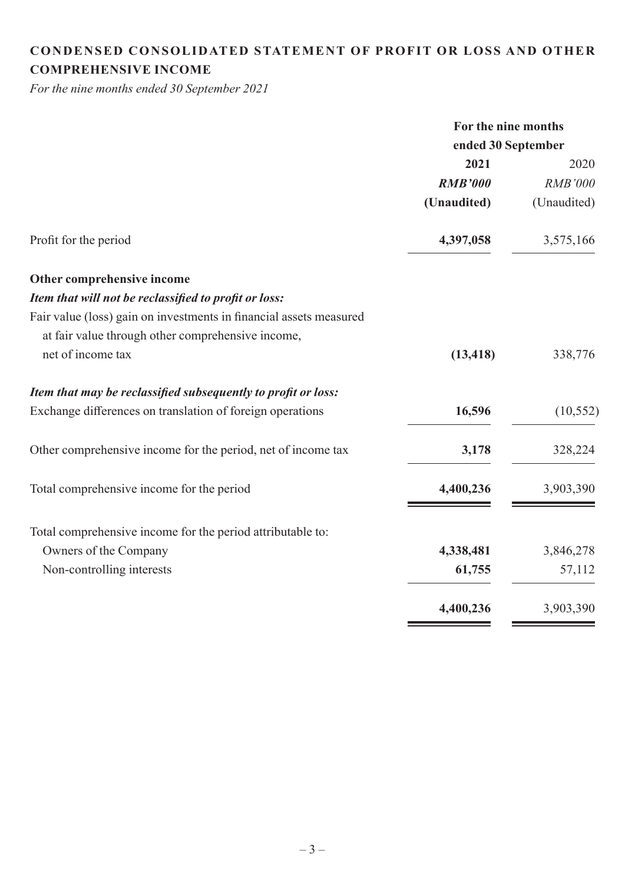## CONDENSED CONSOLIDATED STATEMENT OF PROFIT OR LOSS AND OTHER COMPREHENSIVE INCOME

*For the nine months ended 30 September 2021*

| | For the nine months ended 30 September | |
|---|---|---|
| | **2021** | 2020 |
| | ***RMB'000*** | *RMB'000* |
| | **(Unaudited)** | (Unaudited) |
| Profit for the period | **4,397,058** | 3,575,166 |
| **Other comprehensive income** | | |
| ***Item that will not be reclassified to profit or loss:*** | | |
| Fair value (loss) gain on investments in financial assets measured at fair value through other comprehensive income, net of income tax | **(13,418)** | 338,776 |
| ***Item that may be reclassified subsequently to profit or loss:*** | | |
| Exchange differences on translation of foreign operations | **16,596** | (10,552) |
| Other comprehensive income for the period, net of income tax | **3,178** | 328,224 |
| Total comprehensive income for the period | **4,400,236** | 3,903,390 |
| Total comprehensive income for the period attributable to: | | |
| Owners of the Company | **4,338,481** | 3,846,278 |
| Non-controlling interests | **61,755** | 57,112 |
| | **4,400,236** | 3,903,390 |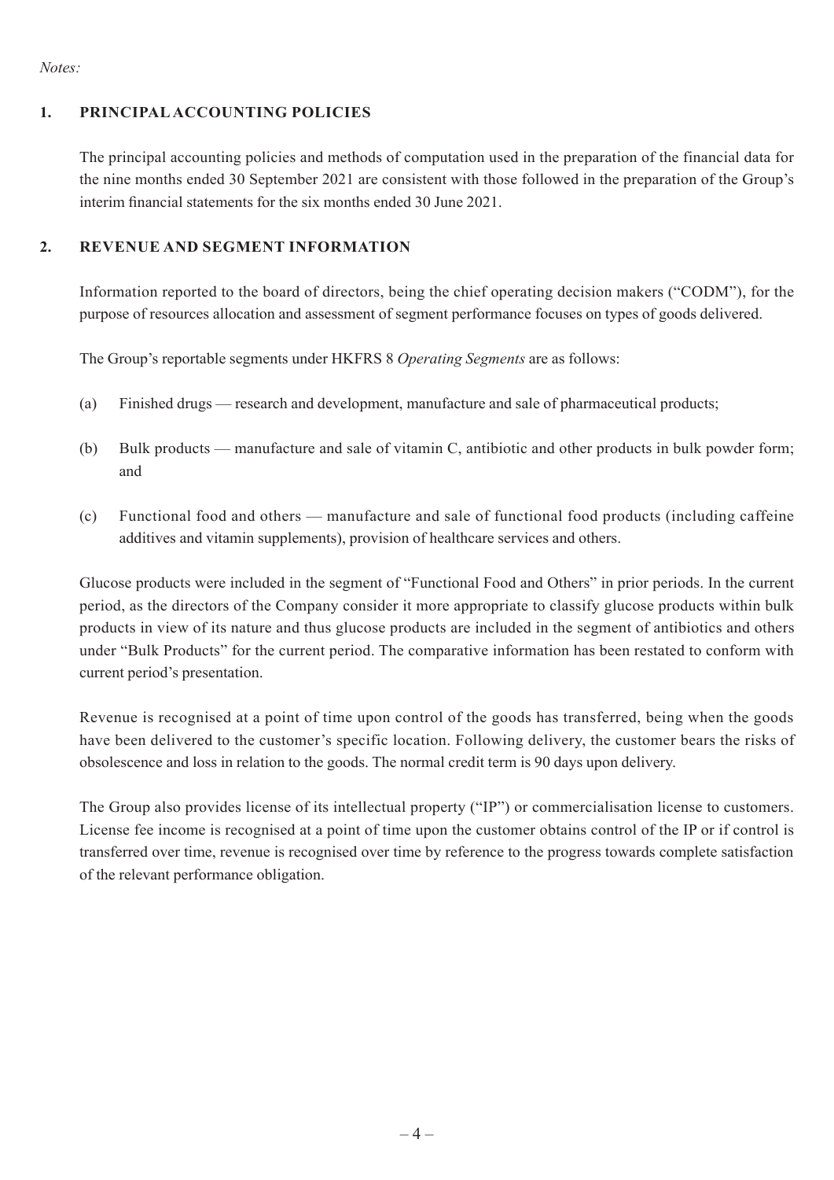*Notes:*

## 1. PRINCIPAL ACCOUNTING POLICIES

The principal accounting policies and methods of computation used in the preparation of the financial data for the nine months ended 30 September 2021 are consistent with those followed in the preparation of the Group's interim financial statements for the six months ended 30 June 2021.

## 2. REVENUE AND SEGMENT INFORMATION

Information reported to the board of directors, being the chief operating decision makers ("CODM"), for the purpose of resources allocation and assessment of segment performance focuses on types of goods delivered.

The Group's reportable segments under HKFRS 8 *Operating Segments* are as follows:

(a) Finished drugs — research and development, manufacture and sale of pharmaceutical products;

(b) Bulk products — manufacture and sale of vitamin C, antibiotic and other products in bulk powder form; and

(c) Functional food and others — manufacture and sale of functional food products (including caffeine additives and vitamin supplements), provision of healthcare services and others.

Glucose products were included in the segment of "Functional Food and Others" in prior periods. In the current period, as the directors of the Company consider it more appropriate to classify glucose products within bulk products in view of its nature and thus glucose products are included in the segment of antibiotics and others under "Bulk Products" for the current period. The comparative information has been restated to conform with current period's presentation.

Revenue is recognised at a point of time upon control of the goods has transferred, being when the goods have been delivered to the customer's specific location. Following delivery, the customer bears the risks of obsolescence and loss in relation to the goods. The normal credit term is 90 days upon delivery.

The Group also provides license of its intellectual property ("IP") or commercialisation license to customers. License fee income is recognised at a point of time upon the customer obtains control of the IP or if control is transferred over time, revenue is recognised over time by reference to the progress towards complete satisfaction of the relevant performance obligation.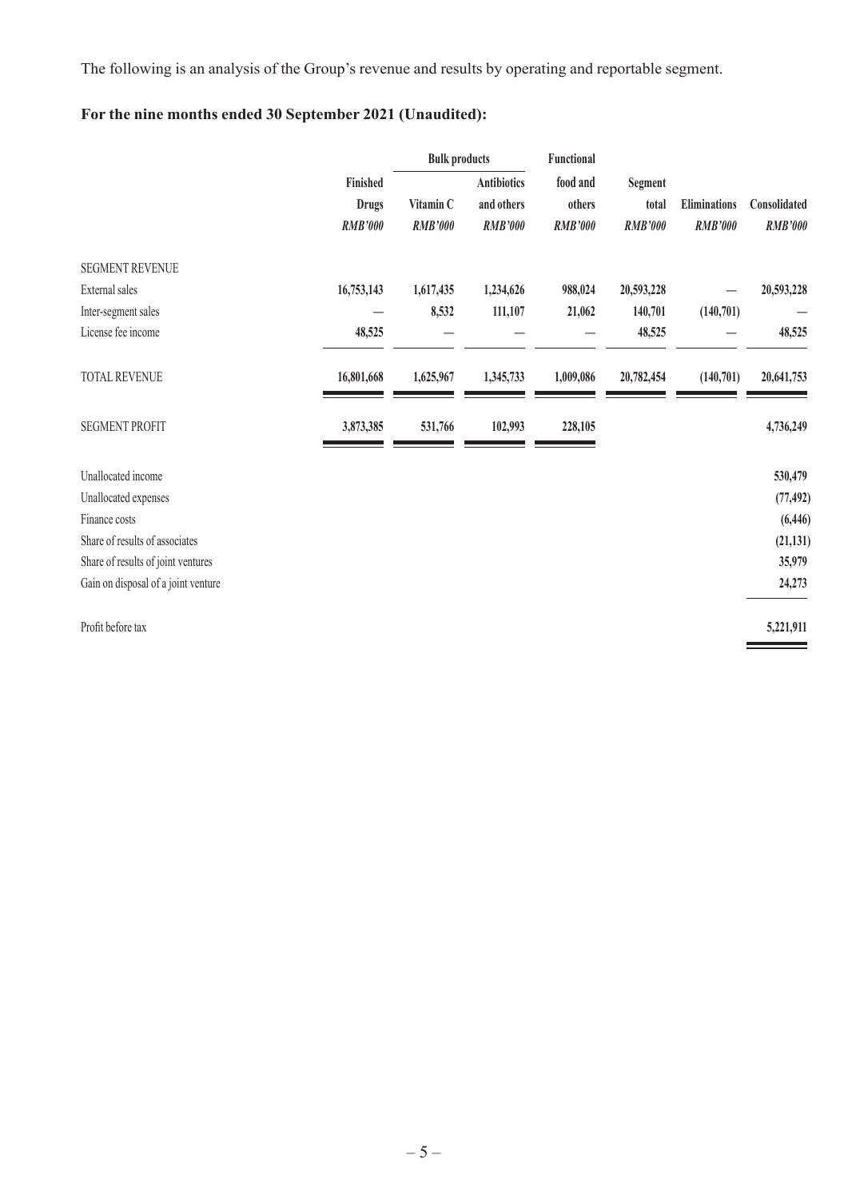The following is an analysis of the Group's revenue and results by operating and reportable segment.

**For the nine months ended 30 September 2021 (Unaudited):**

| | Finished Drugs | Bulk products | | Functional food and others | Segment total | Eliminations | Consolidated |
|---|---|---|---|---|---|---|---|
| | | Vitamin C | Antibiotics and others | | | | |
| | *RMB'000* | *RMB'000* | *RMB'000* | *RMB'000* | *RMB'000* | *RMB'000* | *RMB'000* |
| SEGMENT REVENUE | | | | | | | |
| External sales | 16,753,143 | 1,617,435 | 1,234,626 | 988,024 | 20,593,228 | — | 20,593,228 |
| Inter-segment sales | — | 8,532 | 111,107 | 21,062 | 140,701 | (140,701) | — |
| License fee income | 48,525 | — | — | — | 48,525 | — | 48,525 |
| TOTAL REVENUE | 16,801,668 | 1,625,967 | 1,345,733 | 1,009,086 | 20,782,454 | (140,701) | 20,641,753 |
| SEGMENT PROFIT | 3,873,385 | 531,766 | 102,993 | 228,105 | | | 4,736,249 |
| Unallocated income | | | | | | | 530,479 |
| Unallocated expenses | | | | | | | (77,492) |
| Finance costs | | | | | | | (6,446) |
| Share of results of associates | | | | | | | (21,131) |
| Share of results of joint ventures | | | | | | | 35,979 |
| Gain on disposal of a joint venture | | | | | | | 24,273 |
| Profit before tax | | | | | | | 5,221,911 |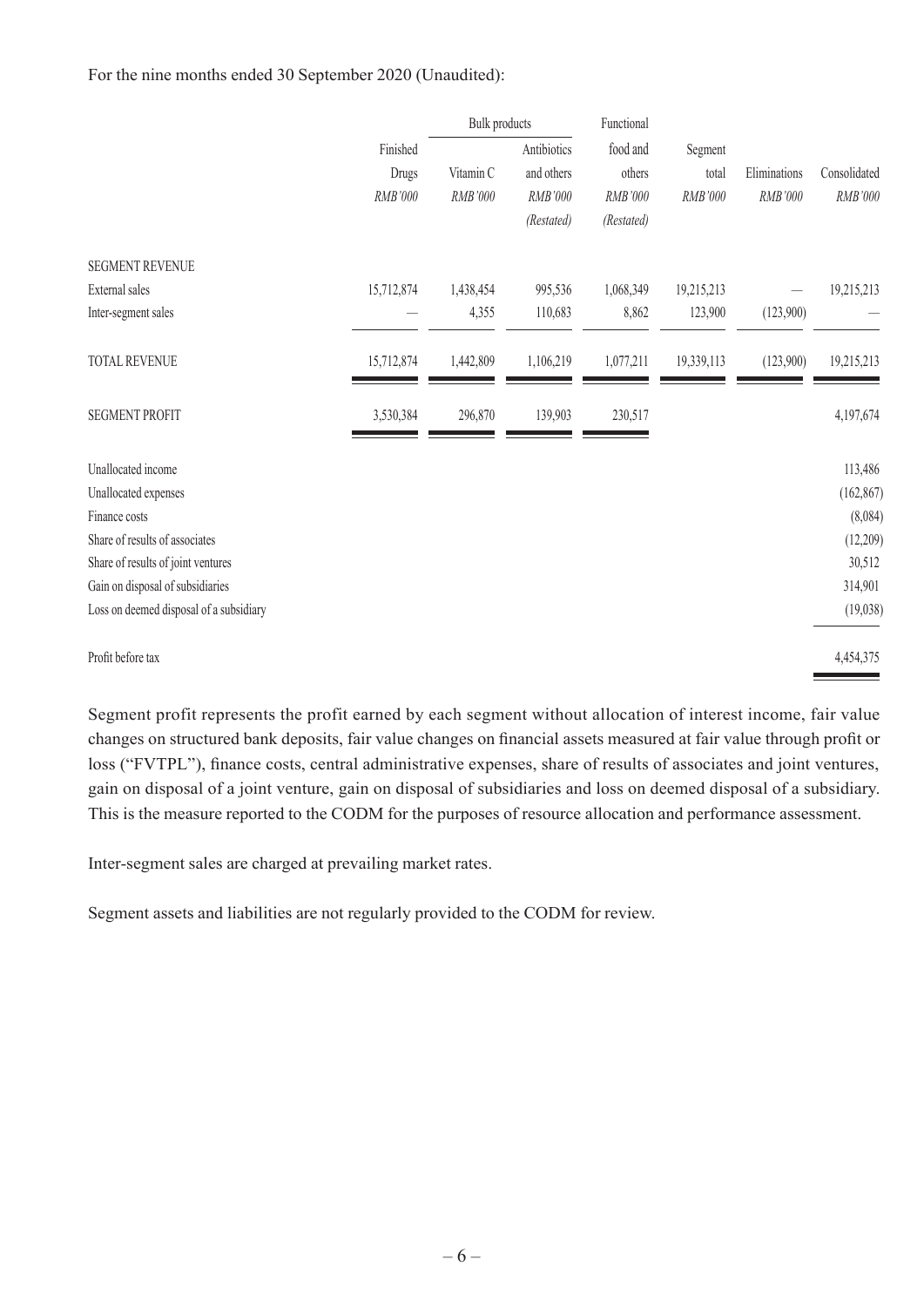For the nine months ended 30 September 2020 (Unaudited):

| | Finished Drugs | Bulk products | | Functional food and others | Segment total | Eliminations | Consolidated |
|---|---|---|---|---|---|---|---|
| | | Vitamin C | Antibiotics and others | | | | |
| | *RMB'000* | *RMB'000* | *RMB'000* | *RMB'000* | *RMB'000* | *RMB'000* | *RMB'000* |
| | | | *(Restated)* | *(Restated)* | | | |
| SEGMENT REVENUE | | | | | | | |
| External sales | 15,712,874 | 1,438,454 | 995,536 | 1,068,349 | 19,215,213 | — | 19,215,213 |
| Inter-segment sales | — | 4,355 | 110,683 | 8,862 | 123,900 | (123,900) | — |
| TOTAL REVENUE | 15,712,874 | 1,442,809 | 1,106,219 | 1,077,211 | 19,339,113 | (123,900) | 19,215,213 |
| SEGMENT PROFIT | 3,530,384 | 296,870 | 139,903 | 230,517 | | | 4,197,674 |
| Unallocated income | | | | | | | 113,486 |
| Unallocated expenses | | | | | | | (162,867) |
| Finance costs | | | | | | | (8,084) |
| Share of results of associates | | | | | | | (12,209) |
| Share of results of joint ventures | | | | | | | 30,512 |
| Gain on disposal of subsidiaries | | | | | | | 314,901 |
| Loss on deemed disposal of a subsidiary | | | | | | | (19,038) |
| Profit before tax | | | | | | | 4,454,375 |

Segment profit represents the profit earned by each segment without allocation of interest income, fair value changes on structured bank deposits, fair value changes on financial assets measured at fair value through profit or loss ("FVTPL"), finance costs, central administrative expenses, share of results of associates and joint ventures, gain on disposal of a joint venture, gain on disposal of subsidiaries and loss on deemed disposal of a subsidiary. This is the measure reported to the CODM for the purposes of resource allocation and performance assessment.

Inter-segment sales are charged at prevailing market rates.

Segment assets and liabilities are not regularly provided to the CODM for review.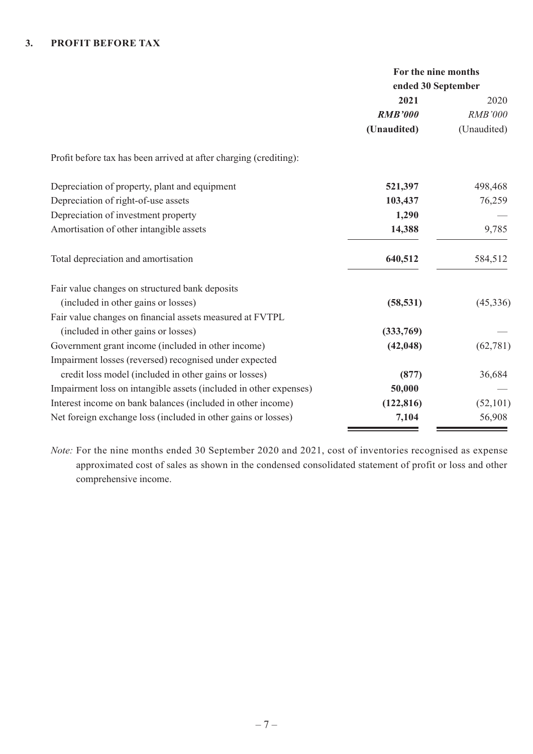### 3. PROFIT BEFORE TAX

| | For the nine months ended 30 September | |
|---|---|---|
| | **2021** | 2020 |
| | ***RMB'000*** | *RMB'000* |
| | **(Unaudited)** | (Unaudited) |
| Profit before tax has been arrived at after charging (crediting): | | |
| Depreciation of property, plant and equipment | **521,397** | 498,468 |
| Depreciation of right-of-use assets | **103,437** | 76,259 |
| Depreciation of investment property | **1,290** | — |
| Amortisation of other intangible assets | **14,388** | 9,785 |
| Total depreciation and amortisation | **640,512** | 584,512 |
| Fair value changes on structured bank deposits (included in other gains or losses) | **(58,531)** | (45,336) |
| Fair value changes on financial assets measured at FVTPL (included in other gains or losses) | **(333,769)** | — |
| Government grant income (included in other income) | **(42,048)** | (62,781) |
| Impairment losses (reversed) recognised under expected credit loss model (included in other gains or losses) | **(877)** | 36,684 |
| Impairment loss on intangible assets (included in other expenses) | **50,000** | — |
| Interest income on bank balances (included in other income) | **(122,816)** | (52,101) |
| Net foreign exchange loss (included in other gains or losses) | **7,104** | 56,908 |

*Note:* For the nine months ended 30 September 2020 and 2021, cost of inventories recognised as expense approximated cost of sales as shown in the condensed consolidated statement of profit or loss and other comprehensive income.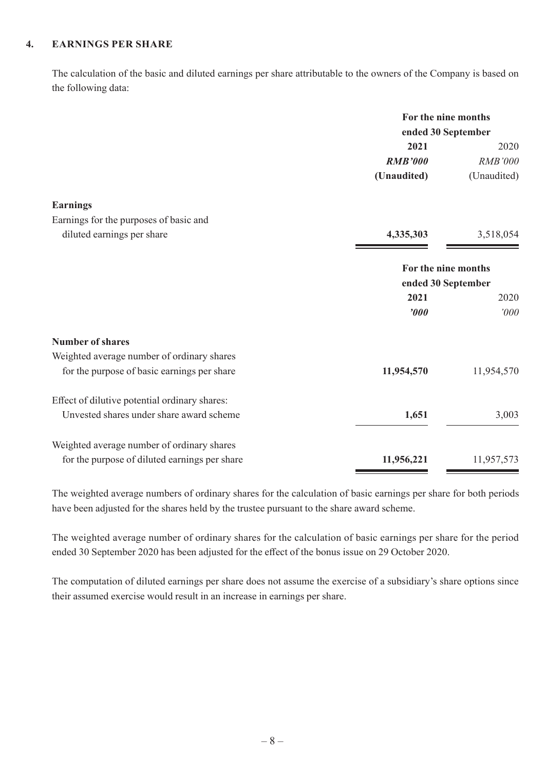### 4. EARNINGS PER SHARE

The calculation of the basic and diluted earnings per share attributable to the owners of the Company is based on the following data:

| | For the nine months ended 30 September | |
|---|---|---|
| | **2021** | 2020 |
| | ***RMB'000*** | *RMB'000* |
| | **(Unaudited)** | (Unaudited) |
| **Earnings** | | |
| Earnings for the purposes of basic and diluted earnings per share | **4,335,303** | 3,518,054 |

| | For the nine months ended 30 September | |
|---|---|---|
| | **2021** | 2020 |
| | ***'000*** | *'000* |
| **Number of shares** | | |
| Weighted average number of ordinary shares for the purpose of basic earnings per share | **11,954,570** | 11,954,570 |
| Effect of dilutive potential ordinary shares: Unvested shares under share award scheme | **1,651** | 3,003 |
| Weighted average number of ordinary shares for the purpose of diluted earnings per share | **11,956,221** | 11,957,573 |

The weighted average numbers of ordinary shares for the calculation of basic earnings per share for both periods have been adjusted for the shares held by the trustee pursuant to the share award scheme.

The weighted average number of ordinary shares for the calculation of basic earnings per share for the period ended 30 September 2020 has been adjusted for the effect of the bonus issue on 29 October 2020.

The computation of diluted earnings per share does not assume the exercise of a subsidiary's share options since their assumed exercise would result in an increase in earnings per share.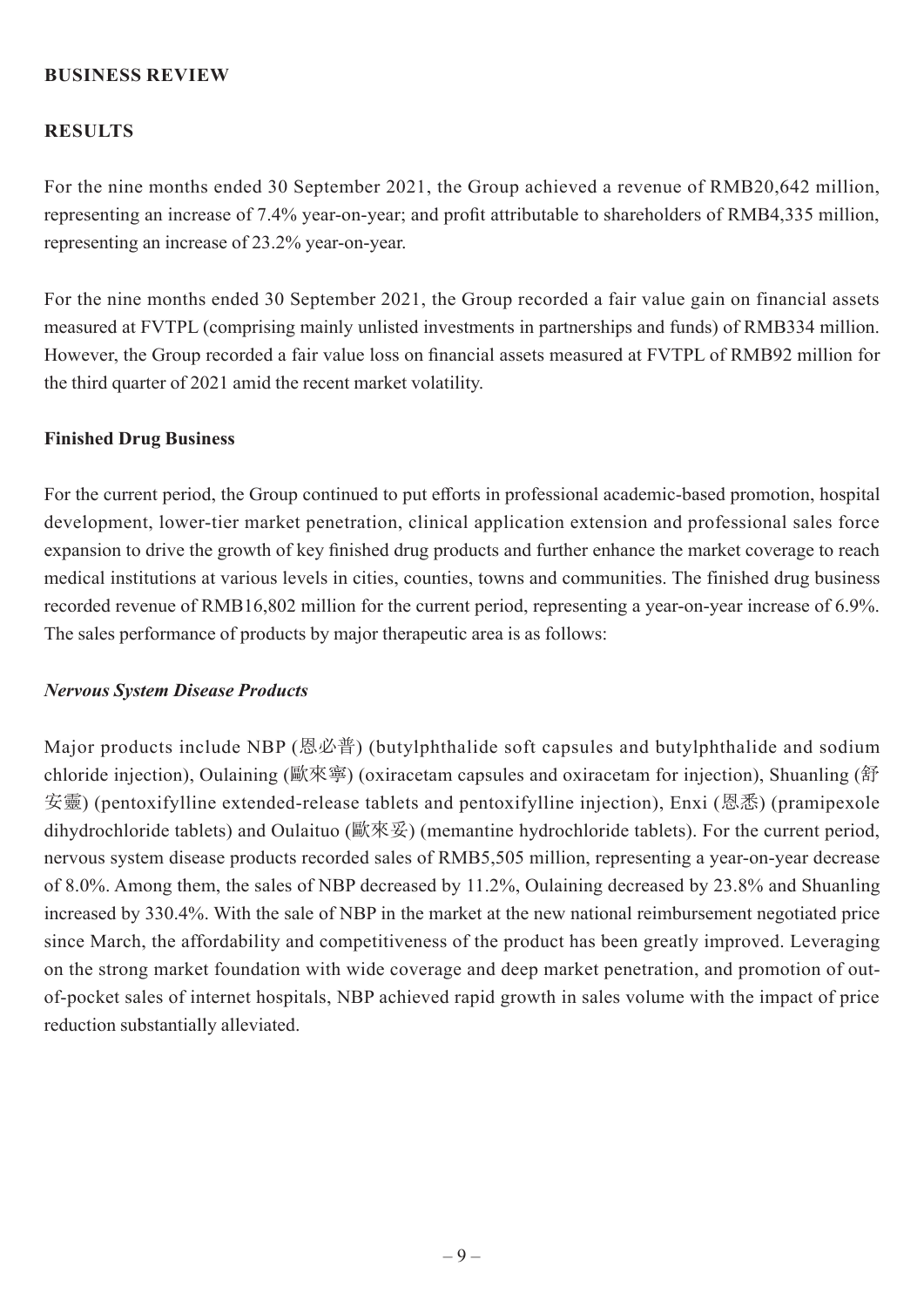## BUSINESS REVIEW

### RESULTS

For the nine months ended 30 September 2021, the Group achieved a revenue of RMB20,642 million, representing an increase of 7.4% year-on-year; and profit attributable to shareholders of RMB4,335 million, representing an increase of 23.2% year-on-year.

For the nine months ended 30 September 2021, the Group recorded a fair value gain on financial assets measured at FVTPL (comprising mainly unlisted investments in partnerships and funds) of RMB334 million. However, the Group recorded a fair value loss on financial assets measured at FVTPL of RMB92 million for the third quarter of 2021 amid the recent market volatility.

### Finished Drug Business

For the current period, the Group continued to put efforts in professional academic-based promotion, hospital development, lower-tier market penetration, clinical application extension and professional sales force expansion to drive the growth of key finished drug products and further enhance the market coverage to reach medical institutions at various levels in cities, counties, towns and communities. The finished drug business recorded revenue of RMB16,802 million for the current period, representing a year-on-year increase of 6.9%. The sales performance of products by major therapeutic area is as follows:

#### *Nervous System Disease Products*

Major products include NBP (恩必普) (butylphthalide soft capsules and butylphthalide and sodium chloride injection), Oulaining (歐來寧) (oxiracetam capsules and oxiracetam for injection), Shuanling (舒安靈) (pentoxifylline extended-release tablets and pentoxifylline injection), Enxi (恩悉) (pramipexole dihydrochloride tablets) and Oulaituo (歐來妥) (memantine hydrochloride tablets). For the current period, nervous system disease products recorded sales of RMB5,505 million, representing a year-on-year decrease of 8.0%. Among them, the sales of NBP decreased by 11.2%, Oulaining decreased by 23.8% and Shuanling increased by 330.4%. With the sale of NBP in the market at the new national reimbursement negotiated price since March, the affordability and competitiveness of the product has been greatly improved. Leveraging on the strong market foundation with wide coverage and deep market penetration, and promotion of out-of-pocket sales of internet hospitals, NBP achieved rapid growth in sales volume with the impact of price reduction substantially alleviated.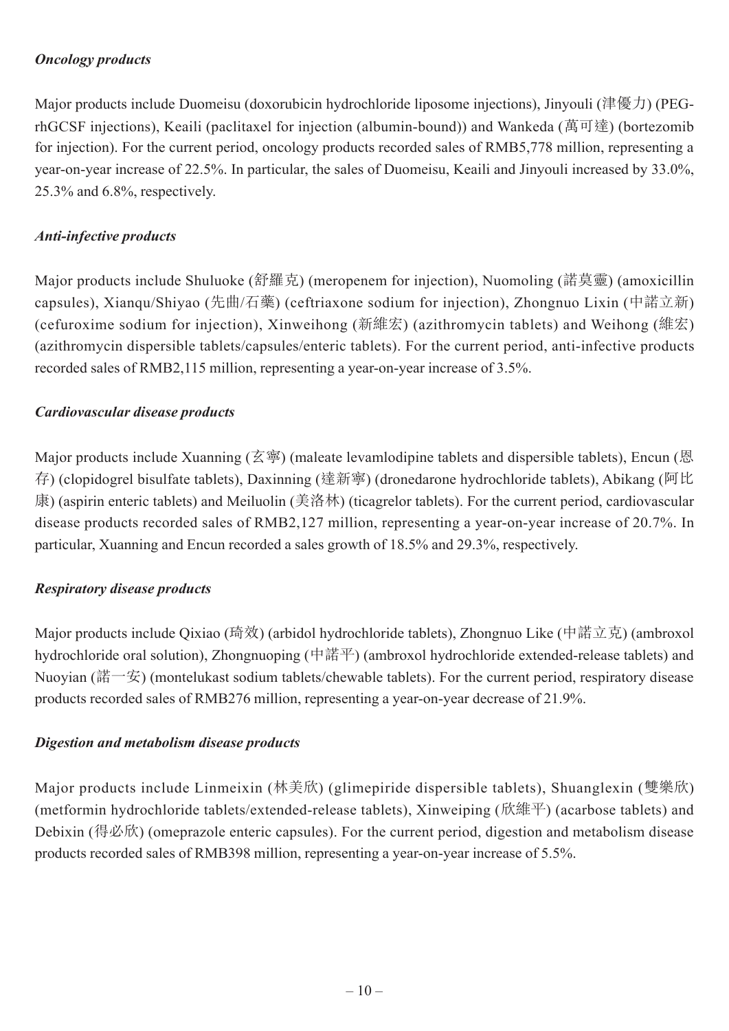### *Oncology products*

Major products include Duomeisu (doxorubicin hydrochloride liposome injections), Jinyouli (津優力) (PEG-rhGCSF injections), Keaili (paclitaxel for injection (albumin-bound)) and Wankeda (萬可達) (bortezomib for injection). For the current period, oncology products recorded sales of RMB5,778 million, representing a year-on-year increase of 22.5%. In particular, the sales of Duomeisu, Keaili and Jinyouli increased by 33.0%, 25.3% and 6.8%, respectively.

### *Anti-infective products*

Major products include Shuluoke (舒羅克) (meropenem for injection), Nuomoling (諾莫靈) (amoxicillin capsules), Xianqu/Shiyao (先曲/石藥) (ceftriaxone sodium for injection), Zhongnuo Lixin (中諾立新) (cefuroxime sodium for injection), Xinweihong (新維宏) (azithromycin tablets) and Weihong (維宏) (azithromycin dispersible tablets/capsules/enteric tablets). For the current period, anti-infective products recorded sales of RMB2,115 million, representing a year-on-year increase of 3.5%.

### *Cardiovascular disease products*

Major products include Xuanning (玄寧) (maleate levamlodipine tablets and dispersible tablets), Encun (恩存) (clopidogrel bisulfate tablets), Daxinning (達新寧) (dronedarone hydrochloride tablets), Abikang (阿比康) (aspirin enteric tablets) and Meiluolin (美洛林) (ticagrelor tablets). For the current period, cardiovascular disease products recorded sales of RMB2,127 million, representing a year-on-year increase of 20.7%. In particular, Xuanning and Encun recorded a sales growth of 18.5% and 29.3%, respectively.

### *Respiratory disease products*

Major products include Qixiao (琦效) (arbidol hydrochloride tablets), Zhongnuo Like (中諾立克) (ambroxol hydrochloride oral solution), Zhongnuoping (中諾平) (ambroxol hydrochloride extended-release tablets) and Nuoyian (諾一安) (montelukast sodium tablets/chewable tablets). For the current period, respiratory disease products recorded sales of RMB276 million, representing a year-on-year decrease of 21.9%.

### *Digestion and metabolism disease products*

Major products include Linmeixin (林美欣) (glimepiride dispersible tablets), Shuanglexin (雙樂欣) (metformin hydrochloride tablets/extended-release tablets), Xinweiping (欣維平) (acarbose tablets) and Debixin (得必欣) (omeprazole enteric capsules). For the current period, digestion and metabolism disease products recorded sales of RMB398 million, representing a year-on-year increase of 5.5%.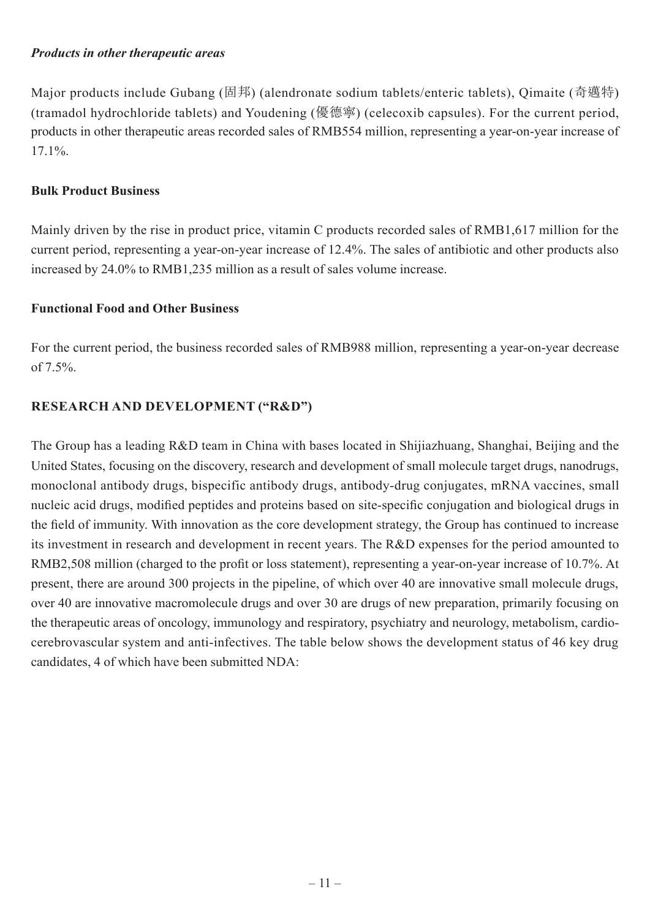***Products in other therapeutic areas***

Major products include Gubang (固邦) (alendronate sodium tablets/enteric tablets), Qimaite (奇邁特) (tramadol hydrochloride tablets) and Youdening (優德寧) (celecoxib capsules). For the current period, products in other therapeutic areas recorded sales of RMB554 million, representing a year-on-year increase of 17.1%.

**Bulk Product Business**

Mainly driven by the rise in product price, vitamin C products recorded sales of RMB1,617 million for the current period, representing a year-on-year increase of 12.4%. The sales of antibiotic and other products also increased by 24.0% to RMB1,235 million as a result of sales volume increase.

**Functional Food and Other Business**

For the current period, the business recorded sales of RMB988 million, representing a year-on-year decrease of 7.5%.

## RESEARCH AND DEVELOPMENT ("R&D")

The Group has a leading R&D team in China with bases located in Shijiazhuang, Shanghai, Beijing and the United States, focusing on the discovery, research and development of small molecule target drugs, nanodrugs, monoclonal antibody drugs, bispecific antibody drugs, antibody-drug conjugates, mRNA vaccines, small nucleic acid drugs, modified peptides and proteins based on site-specific conjugation and biological drugs in the field of immunity. With innovation as the core development strategy, the Group has continued to increase its investment in research and development in recent years. The R&D expenses for the period amounted to RMB2,508 million (charged to the profit or loss statement), representing a year-on-year increase of 10.7%. At present, there are around 300 projects in the pipeline, of which over 40 are innovative small molecule drugs, over 40 are innovative macromolecule drugs and over 30 are drugs of new preparation, primarily focusing on the therapeutic areas of oncology, immunology and respiratory, psychiatry and neurology, metabolism, cardio-cerebrovascular system and anti-infectives. The table below shows the development status of 46 key drug candidates, 4 of which have been submitted NDA: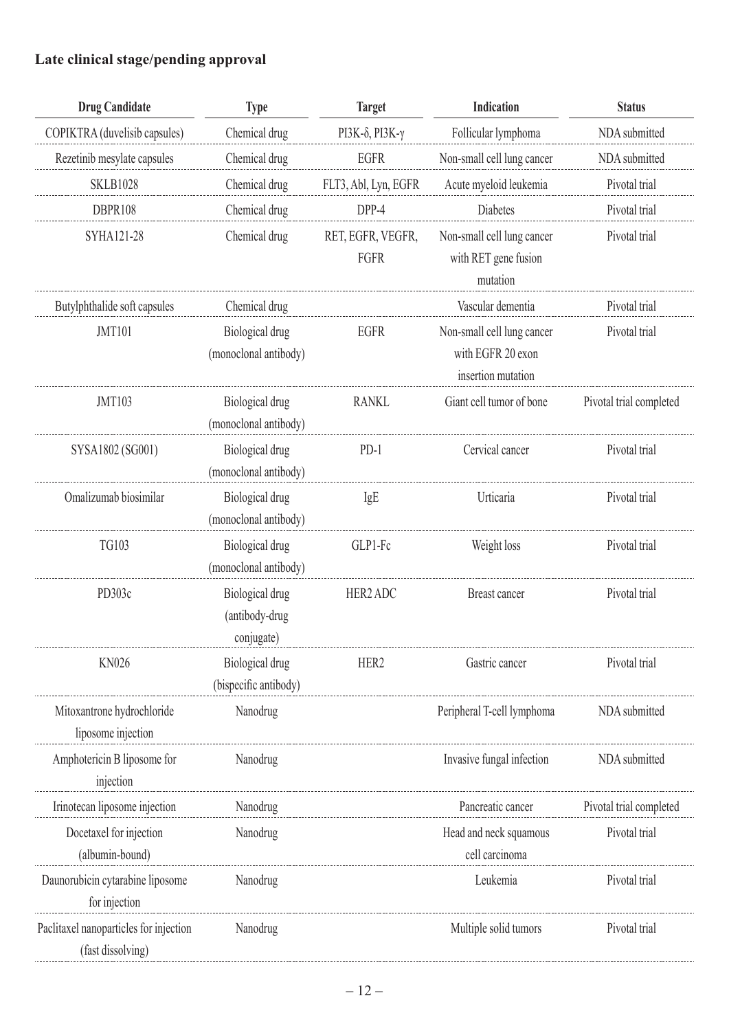**Late clinical stage/pending approval**

| Drug Candidate | Type | Target | Indication | Status |
|---|---|---|---|---|
| COPIKTRA (duvelisib capsules) | Chemical drug | PI3K-δ, PI3K-γ | Follicular lymphoma | NDA submitted |
| Rezetinib mesylate capsules | Chemical drug | EGFR | Non-small cell lung cancer | NDA submitted |
| SKLB1028 | Chemical drug | FLT3, Abl, Lyn, EGFR | Acute myeloid leukemia | Pivotal trial |
| DBPR108 | Chemical drug | DPP-4 | Diabetes | Pivotal trial |
| SYHA121-28 | Chemical drug | RET, EGFR, VEGFR, FGFR | Non-small cell lung cancer with RET gene fusion mutation | Pivotal trial |
| Butylphthalide soft capsules | Chemical drug | | Vascular dementia | Pivotal trial |
| JMT101 | Biological drug (monoclonal antibody) | EGFR | Non-small cell lung cancer with EGFR 20 exon insertion mutation | Pivotal trial |
| JMT103 | Biological drug (monoclonal antibody) | RANKL | Giant cell tumor of bone | Pivotal trial completed |
| SYSA1802 (SG001) | Biological drug (monoclonal antibody) | PD-1 | Cervical cancer | Pivotal trial |
| Omalizumab biosimilar | Biological drug (monoclonal antibody) | IgE | Urticaria | Pivotal trial |
| TG103 | Biological drug (monoclonal antibody) | GLP1-Fc | Weight loss | Pivotal trial |
| PD303c | Biological drug (antibody-drug conjugate) | HER2 ADC | Breast cancer | Pivotal trial |
| KN026 | Biological drug (bispecific antibody) | HER2 | Gastric cancer | Pivotal trial |
| Mitoxantrone hydrochloride liposome injection | Nanodrug | | Peripheral T-cell lymphoma | NDA submitted |
| Amphotericin B liposome for injection | Nanodrug | | Invasive fungal infection | NDA submitted |
| Irinotecan liposome injection | Nanodrug | | Pancreatic cancer | Pivotal trial completed |
| Docetaxel for injection (albumin-bound) | Nanodrug | | Head and neck squamous cell carcinoma | Pivotal trial |
| Daunorubicin cytarabine liposome for injection | Nanodrug | | Leukemia | Pivotal trial |
| Paclitaxel nanoparticles for injection (fast dissolving) | Nanodrug | | Multiple solid tumors | Pivotal trial |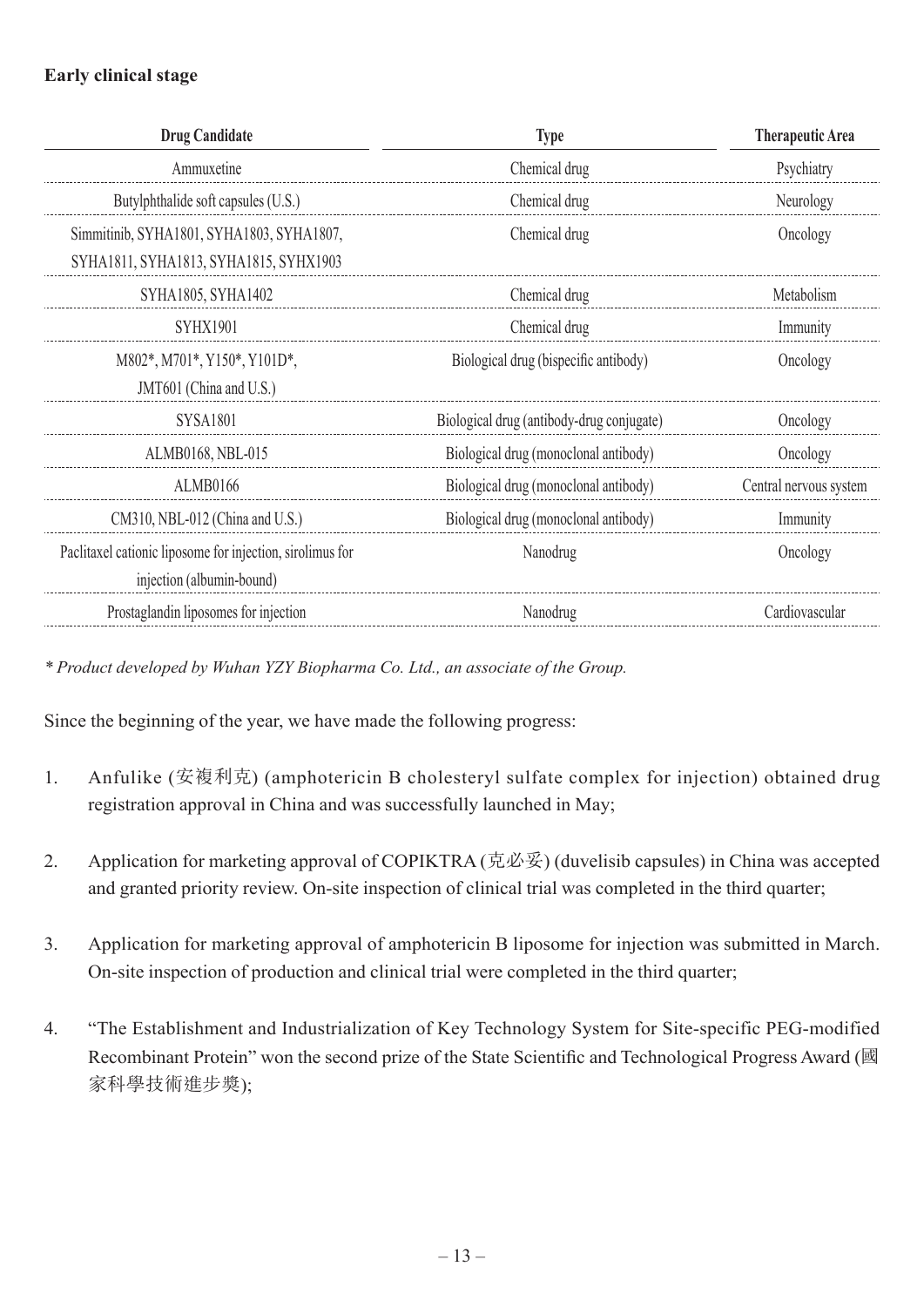**Early clinical stage**

| Drug Candidate | Type | Therapeutic Area |
|---|---|---|
| Ammuxetine | Chemical drug | Psychiatry |
| Butylphthalide soft capsules (U.S.) | Chemical drug | Neurology |
| Simmitinib, SYHA1801, SYHA1803, SYHA1807, SYHA1811, SYHA1813, SYHA1815, SYHX1903 | Chemical drug | Oncology |
| SYHA1805, SYHA1402 | Chemical drug | Metabolism |
| SYHX1901 | Chemical drug | Immunity |
| M802*, M701*, Y150*, Y101D*, JMT601 (China and U.S.) | Biological drug (bispecific antibody) | Oncology |
| SYSA1801 | Biological drug (antibody-drug conjugate) | Oncology |
| ALMB0168, NBL-015 | Biological drug (monoclonal antibody) | Oncology |
| ALMB0166 | Biological drug (monoclonal antibody) | Central nervous system |
| CM310, NBL-012 (China and U.S.) | Biological drug (monoclonal antibody) | Immunity |
| Paclitaxel cationic liposome for injection, sirolimus for injection (albumin-bound) | Nanodrug | Oncology |
| Prostaglandin liposomes for injection | Nanodrug | Cardiovascular |

*\* Product developed by Wuhan YZY Biopharma Co. Ltd., an associate of the Group.*

Since the beginning of the year, we have made the following progress:

1. Anfulike (安複利克) (amphotericin B cholesteryl sulfate complex for injection) obtained drug registration approval in China and was successfully launched in May;

2. Application for marketing approval of COPIKTRA (克必妥) (duvelisib capsules) in China was accepted and granted priority review. On-site inspection of clinical trial was completed in the third quarter;

3. Application for marketing approval of amphotericin B liposome for injection was submitted in March. On-site inspection of production and clinical trial were completed in the third quarter;

4. "The Establishment and Industrialization of Key Technology System for Site-specific PEG-modified Recombinant Protein" won the second prize of the State Scientific and Technological Progress Award (國家科學技術進步獎);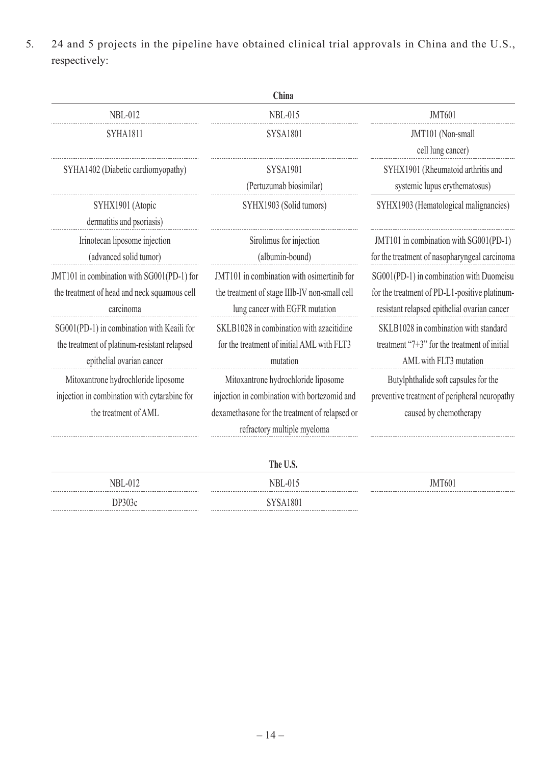5. 24 and 5 projects in the pipeline have obtained clinical trial approvals in China and the U.S., respectively:

| China | | |
|---|---|---|
| NBL-012 | NBL-015 | JMT601 |
| SYHA1811 | SYSA1801 | JMT101 (Non-small cell lung cancer) |
| SYHA1402 (Diabetic cardiomyopathy) | SYSA1901 (Pertuzumab biosimilar) | SYHX1901 (Rheumatoid arthritis and systemic lupus erythematosus) |
| SYHX1901 (Atopic dermatitis and psoriasis) | SYHX1903 (Solid tumors) | SYHX1903 (Hematological malignancies) |
| Irinotecan liposome injection (advanced solid tumor) | Sirolimus for injection (albumin-bound) | JMT101 in combination with SG001(PD-1) for the treatment of nasopharyngeal carcinoma |
| JMT101 in combination with SG001(PD-1) for the treatment of head and neck squamous cell carcinoma | JMT101 in combination with osimertinib for the treatment of stage IIIb-IV non-small cell lung cancer with EGFR mutation | SG001(PD-1) in combination with Duomeisu for the treatment of PD-L1-positive platinum-resistant relapsed epithelial ovarian cancer |
| SG001(PD-1) in combination with Keaili for the treatment of platinum-resistant relapsed epithelial ovarian cancer | SKLB1028 in combination with azacitidine for the treatment of initial AML with FLT3 mutation | SKLB1028 in combination with standard treatment "7+3" for the treatment of initial AML with FLT3 mutation |
| Mitoxantrone hydrochloride liposome injection in combination with cytarabine for the treatment of AML | Mitoxantrone hydrochloride liposome injection in combination with bortezomid and dexamethasone for the treatment of relapsed or refractory multiple myeloma | Butylphthalide soft capsules for the preventive treatment of peripheral neuropathy caused by chemotherapy |

| The U.S. | | |
|---|---|---|
| NBL-012 | NBL-015 | JMT601 |
| DP303c | SYSA1801 | |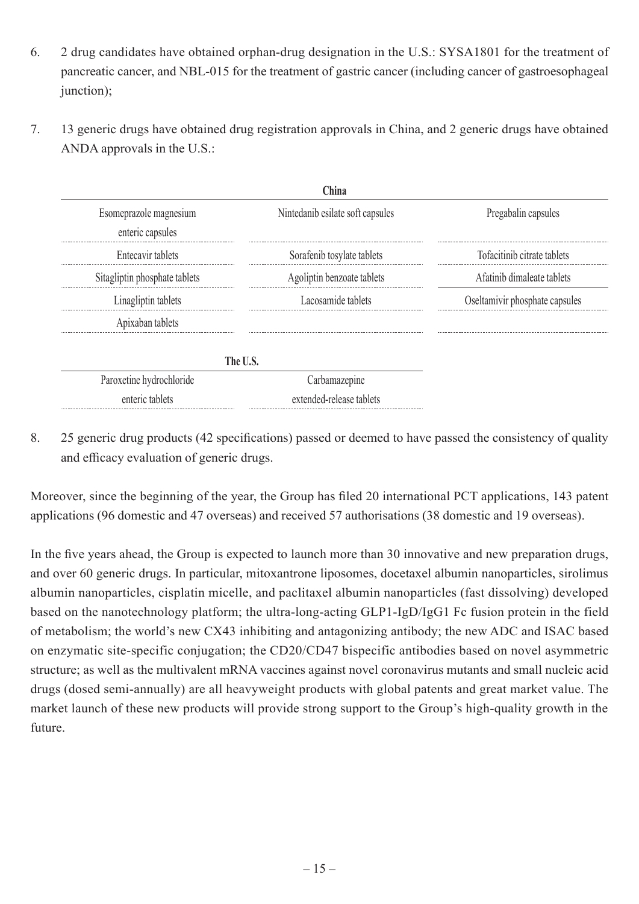6. 2 drug candidates have obtained orphan-drug designation in the U.S.: SYSA1801 for the treatment of pancreatic cancer, and NBL-015 for the treatment of gastric cancer (including cancer of gastroesophageal junction);

7. 13 generic drugs have obtained drug registration approvals in China, and 2 generic drugs have obtained ANDA approvals in the U.S.:

| China | | |
|---|---|---|
| Esomeprazole magnesium enteric capsules | Nintedanib esilate soft capsules | Pregabalin capsules |
| Entecavir tablets | Sorafenib tosylate tablets | Tofacitinib citrate tablets |
| Sitagliptin phosphate tablets | Agoliptin benzoate tablets | Afatinib dimaleate tablets |
| Linagliptin tablets | Lacosamide tablets | Oseltamivir phosphate capsules |
| Apixaban tablets | | |

| The U.S. | |
|---|---|
| Paroxetine hydrochloride enteric tablets | Carbamazepine extended-release tablets |

8. 25 generic drug products (42 specifications) passed or deemed to have passed the consistency of quality and efficacy evaluation of generic drugs.

Moreover, since the beginning of the year, the Group has filed 20 international PCT applications, 143 patent applications (96 domestic and 47 overseas) and received 57 authorisations (38 domestic and 19 overseas).

In the five years ahead, the Group is expected to launch more than 30 innovative and new preparation drugs, and over 60 generic drugs. In particular, mitoxantrone liposomes, docetaxel albumin nanoparticles, sirolimus albumin nanoparticles, cisplatin micelle, and paclitaxel albumin nanoparticles (fast dissolving) developed based on the nanotechnology platform; the ultra-long-acting GLP1-IgD/IgG1 Fc fusion protein in the field of metabolism; the world's new CX43 inhibiting and antagonizing antibody; the new ADC and ISAC based on enzymatic site-specific conjugation; the CD20/CD47 bispecific antibodies based on novel asymmetric structure; as well as the multivalent mRNA vaccines against novel coronavirus mutants and small nucleic acid drugs (dosed semi-annually) are all heavyweight products with global patents and great market value. The market launch of these new products will provide strong support to the Group's high-quality growth in the future.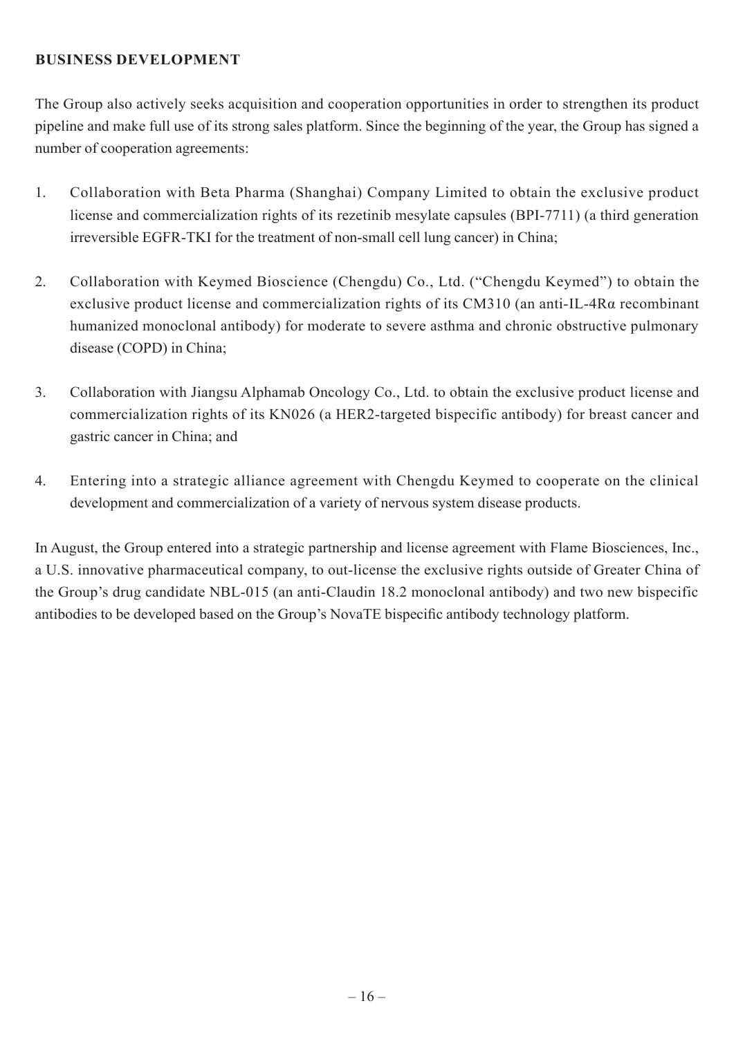**BUSINESS DEVELOPMENT**

The Group also actively seeks acquisition and cooperation opportunities in order to strengthen its product pipeline and make full use of its strong sales platform. Since the beginning of the year, the Group has signed a number of cooperation agreements:

1. Collaboration with Beta Pharma (Shanghai) Company Limited to obtain the exclusive product license and commercialization rights of its rezetinib mesylate capsules (BPI-7711) (a third generation irreversible EGFR-TKI for the treatment of non-small cell lung cancer) in China;

2. Collaboration with Keymed Bioscience (Chengdu) Co., Ltd. ("Chengdu Keymed") to obtain the exclusive product license and commercialization rights of its CM310 (an anti-IL-4Rα recombinant humanized monoclonal antibody) for moderate to severe asthma and chronic obstructive pulmonary disease (COPD) in China;

3. Collaboration with Jiangsu Alphamab Oncology Co., Ltd. to obtain the exclusive product license and commercialization rights of its KN026 (a HER2-targeted bispecific antibody) for breast cancer and gastric cancer in China; and

4. Entering into a strategic alliance agreement with Chengdu Keymed to cooperate on the clinical development and commercialization of a variety of nervous system disease products.

In August, the Group entered into a strategic partnership and license agreement with Flame Biosciences, Inc., a U.S. innovative pharmaceutical company, to out-license the exclusive rights outside of Greater China of the Group's drug candidate NBL-015 (an anti-Claudin 18.2 monoclonal antibody) and two new bispecific antibodies to be developed based on the Group's NovaTE bispecific antibody technology platform.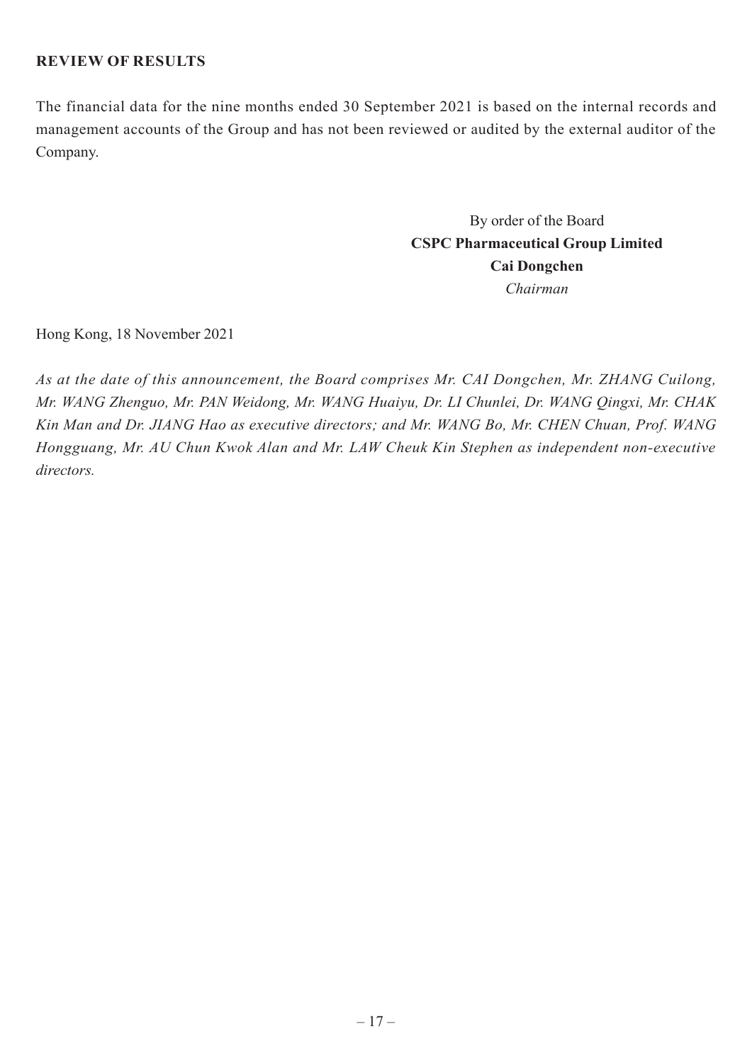## REVIEW OF RESULTS

The financial data for the nine months ended 30 September 2021 is based on the internal records and management accounts of the Group and has not been reviewed or audited by the external auditor of the Company.

By order of the Board
**CSPC Pharmaceutical Group Limited**
**Cai Dongchen**
*Chairman*

Hong Kong, 18 November 2021

*As at the date of this announcement, the Board comprises Mr. CAI Dongchen, Mr. ZHANG Cuilong, Mr. WANG Zhenguo, Mr. PAN Weidong, Mr. WANG Huaiyu, Dr. LI Chunlei, Dr. WANG Qingxi, Mr. CHAK Kin Man and Dr. JIANG Hao as executive directors; and Mr. WANG Bo, Mr. CHEN Chuan, Prof. WANG Hongguang, Mr. AU Chun Kwok Alan and Mr. LAW Cheuk Kin Stephen as independent non-executive directors.*